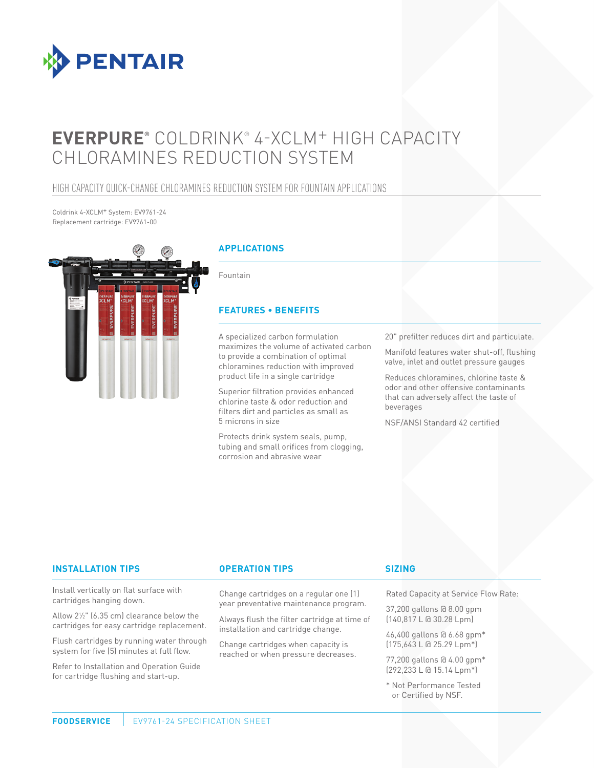PENTAIR

# EVERPURE® COLDRINK® 4-XCLM+ HIGH CAPACITY CHLORAMINES REDUCTION SYSTEM

## HIGH CAPACITY QUICK-CHANGE CHLORAMINES REDUCTION SYSTEM FOR FOUNTAIN APPLICATIONS

Coldrink 4-XCLM+ System: EV9761-24
Replacement cartridge: EV9761-00

### APPLICATIONS

Fountain

### FEATURES • BENEFITS

A specialized carbon formulation maximizes the volume of activated carbon to provide a combination of optimal chloramines reduction with improved product life in a single cartridge

Superior filtration provides enhanced chlorine taste & odor reduction and filters dirt and particles as small as 5 microns in size

Protects drink system seals, pump, tubing and small orifices from clogging, corrosion and abrasive wear

20" prefilter reduces dirt and particulate.

Manifold features water shut-off, flushing valve, inlet and outlet pressure gauges

Reduces chloramines, chlorine taste & odor and other offensive contaminants that can adversely affect the taste of beverages

NSF/ANSI Standard 42 certified

### INSTALLATION TIPS

Install vertically on flat surface with cartridges hanging down.

Allow 2½" (6.35 cm) clearance below the cartridges for easy cartridge replacement.

Flush cartridges by running water through system for five (5) minutes at full flow.

Refer to Installation and Operation Guide for cartridge flushing and start-up.

### OPERATION TIPS

Change cartridges on a regular one (1) year preventative maintenance program.

Always flush the filter cartridge at time of installation and cartridge change.

Change cartridges when capacity is reached or when pressure decreases.

### SIZING

Rated Capacity at Service Flow Rate:

37,200 gallons @ 8.00 gpm
(140,817 L @ 30.28 Lpm)

46,400 gallons @ 6.68 gpm*
(175,643 L @ 25.29 Lpm*)

77,200 gallons @ 4.00 gpm*
(292,233 L @ 15.14 Lpm*)

\* Not Performance Tested or Certified by NSF.

**FOODSERVICE** | EV9761-24 SPECIFICATION SHEET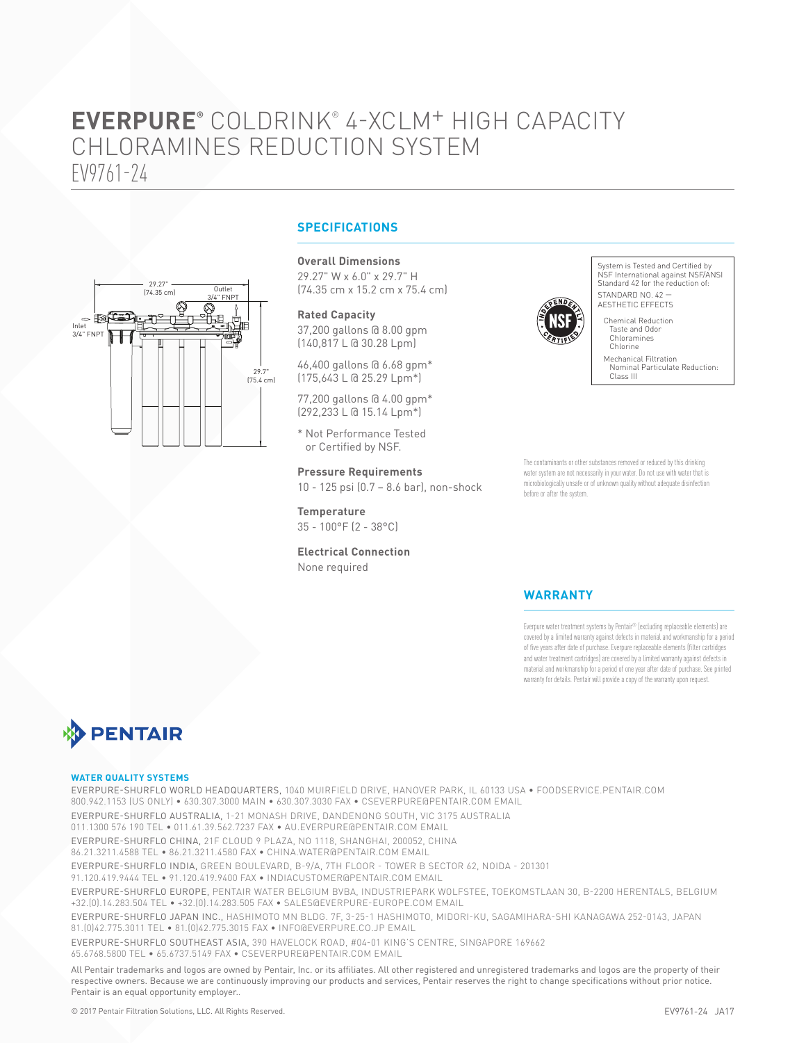# **EVERPURE**® COLDRINK® 4-XCLM+ HIGH CAPACITY CHLORAMINES REDUCTION SYSTEM

EV9761-24

29.27"
(74.35 cm)
Outlet
3/4" FNPT
Inlet
3/4" FNPT
29.7"
(75.4 cm)

## SPECIFICATIONS

**Overall Dimensions**
29.27" W x 6.0" x 29.7" H
(74.35 cm x 15.2 cm x 75.4 cm)

**Rated Capacity**
37,200 gallons @ 8.00 gpm
(140,817 L @ 30.28 Lpm)

46,400 gallons @ 6.68 gpm*
(175,643 L @ 25.29 Lpm*)

77,200 gallons @ 4.00 gpm*
(292,233 L @ 15.14 Lpm*)

* Not Performance Tested or Certified by NSF.

**Pressure Requirements**
10 - 125 psi (0.7 – 8.6 bar), non-shock

**Temperature**
35 - 100°F (2 - 38°C)

**Electrical Connection**
None required

INDEPENDENTLY CERTIFIED NSF

System is Tested and Certified by NSF International against NSF/ANSI Standard 42 for the reduction of:

STANDARD NO. 42 — AESTHETIC EFFECTS

Chemical Reduction
- Taste and Odor
- Chloramines
- Chlorine

Mechanical Filtration
- Nominal Particulate Reduction: Class III

The contaminants or other substances removed or reduced by this drinking water system are not necessarily in your water. Do not use with water that is microbiologically unsafe or of unknown quality without adequate disinfection before or after the system.

## WARRANTY

Everpure water treatment systems by Pentair® (excluding replaceable elements) are covered by a limited warranty against defects in material and workmanship for a period of five years after date of purchase. Everpure replaceable elements (filter cartridges and water treatment cartridges) are covered by a limited warranty against defects in material and workmanship for a period of one year after date of purchase. See printed warranty for details. Pentair will provide a copy of the warranty upon request.

PENTAIR

**WATER QUALITY SYSTEMS**

EVERPURE-SHURFLO WORLD HEADQUARTERS, 1040 MUIRFIELD DRIVE, HANOVER PARK, IL 60133 USA • FOODSERVICE.PENTAIR.COM
800.942.1153 (US ONLY) • 630.307.3000 MAIN • 630.307.3030 FAX • CSEVERPURE@PENTAIR.COM EMAIL

EVERPURE-SHURFLO AUSTRALIA, 1-21 MONASH DRIVE, DANDENONG SOUTH, VIC 3175 AUSTRALIA
011.1300 576 190 TEL • 011.61.39.562.7237 FAX • AU.EVERPURE@PENTAIR.COM EMAIL

EVERPURE-SHURFLO CHINA, 21F CLOUD 9 PLAZA, NO 1118, SHANGHAI, 200052, CHINA
86.21.3211.4588 TEL • 86.21.3211.4580 FAX • CHINA.WATER@PENTAIR.COM EMAIL

EVERPURE-SHURFLO INDIA, GREEN BOULEVARD, B-9/A, 7TH FLOOR - TOWER B SECTOR 62, NOIDA - 201301
91.120.419.9444 TEL • 91.120.419.9400 FAX • INDIACUSTOMER@PENTAIR.COM EMAIL

EVERPURE-SHURFLO EUROPE, PENTAIR WATER BELGIUM BVBA, INDUSTRIEPARK WOLFSTEE, TOEKOMSTLAAN 30, B-2200 HERENTALS, BELGIUM
+32.(0).14.283.504 TEL • +32.(0).14.283.505 FAX • SALES@EVERPURE-EUROPE.COM EMAIL

EVERPURE-SHURFLO JAPAN INC., HASHIMOTO MN BLDG. 7F, 3-25-1 HASHIMOTO, MIDORI-KU, SAGAMIHARA-SHI KANAGAWA 252-0143, JAPAN
81.(0)42.775.3011 TEL • 81.(0)42.775.3015 FAX • INFO@EVERPURE.CO.JP EMAIL

EVERPURE-SHURFLO SOUTHEAST ASIA, 390 HAVELOCK ROAD, #04-01 KING'S CENTRE, SINGAPORE 169662
65.6768.5800 TEL • 65.6737.5149 FAX • CSEVERPURE@PENTAIR.COM EMAIL

All Pentair trademarks and logos are owned by Pentair, Inc. or its affiliates. All other registered and unregistered trademarks and logos are the property of their respective owners. Because we are continuously improving our products and services, Pentair reserves the right to change specifications without prior notice. Pentair is an equal opportunity employer..

© 2017 Pentair Filtration Solutions, LLC. All Rights Reserved.

EV9761-24 JA17